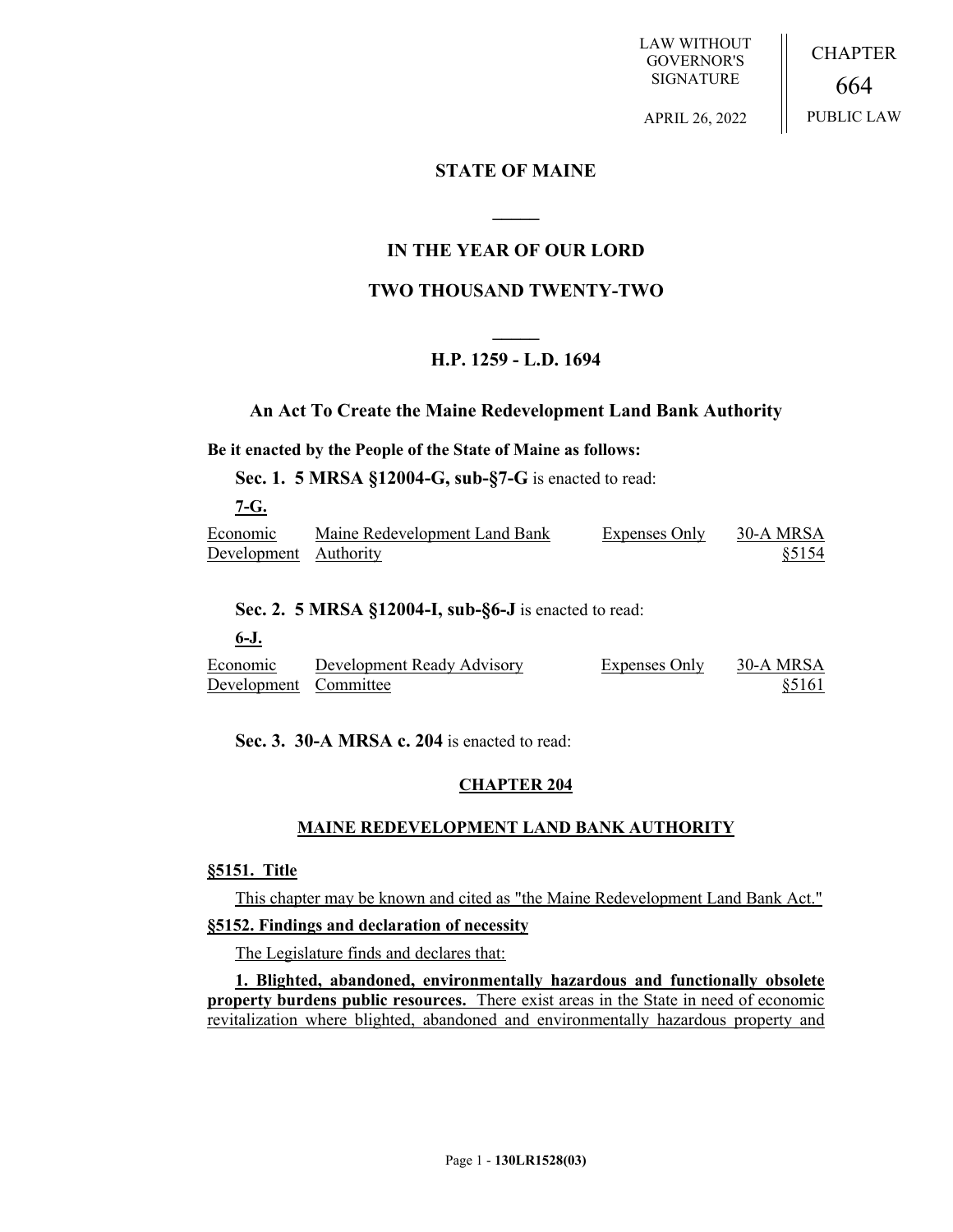LAW WITHOUT GOVERNOR'S SIGNATURE

APRIL 26, 2022

CHAPTER

664

PUBLIC LAW

# STATE OF MAINE

## IN THE YEAR OF OUR LORD

## TWO THOUSAND TWENTY-TWO

## H.P. 1259 - L.D. 1694

### An Act To Create the Maine Redevelopment Land Bank Authority

**Be it enacted by the People of the State of Maine as follows:**

**Sec. 1. 5 MRSA §12004-G, sub-§7-G** is enacted to read:

**7-G.**

| | | | |
|---|---|---|---|
| Economic Development | Maine Redevelopment Land Bank Authority | Expenses Only | 30-A MRSA §5154 |

**Sec. 2. 5 MRSA §12004-I, sub-§6-J** is enacted to read:

**6-J.**

| | | | |
|---|---|---|---|
| Economic Development | Development Ready Advisory Committee | Expenses Only | 30-A MRSA §5161 |

**Sec. 3. 30-A MRSA c. 204** is enacted to read:

## CHAPTER 204

## MAINE REDEVELOPMENT LAND BANK AUTHORITY

**§5151. Title**

This chapter may be known and cited as "the Maine Redevelopment Land Bank Act."

**§5152. Findings and declaration of necessity**

The Legislature finds and declares that:

**1. Blighted, abandoned, environmentally hazardous and functionally obsolete property burdens public resources.** There exist areas in the State in need of economic revitalization where blighted, abandoned and environmentally hazardous property and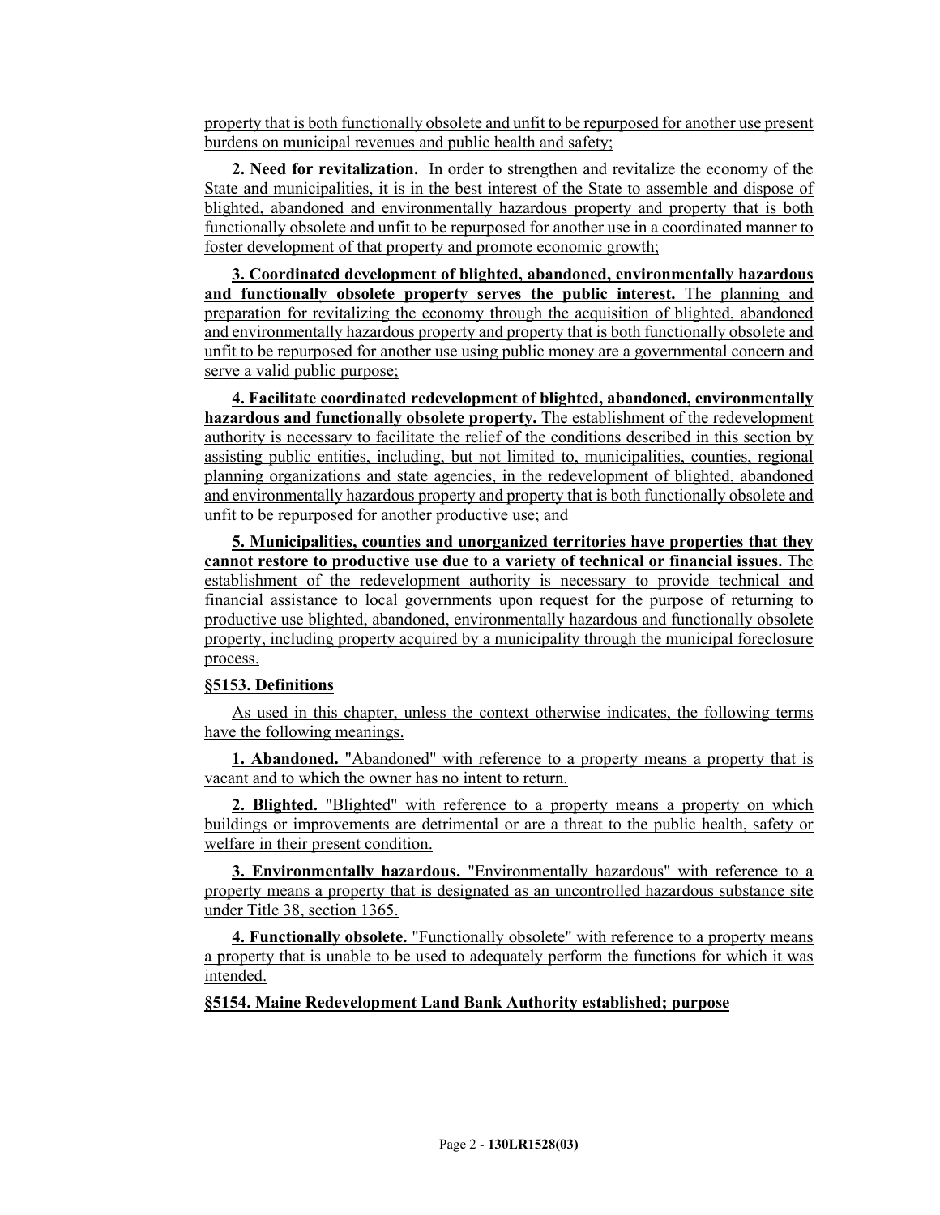property that is both functionally obsolete and unfit to be repurposed for another use present burdens on municipal revenues and public health and safety;

**2. Need for revitalization.** In order to strengthen and revitalize the economy of the State and municipalities, it is in the best interest of the State to assemble and dispose of blighted, abandoned and environmentally hazardous property and property that is both functionally obsolete and unfit to be repurposed for another use in a coordinated manner to foster development of that property and promote economic growth;

**3. Coordinated development of blighted, abandoned, environmentally hazardous and functionally obsolete property serves the public interest.** The planning and preparation for revitalizing the economy through the acquisition of blighted, abandoned and environmentally hazardous property and property that is both functionally obsolete and unfit to be repurposed for another use using public money are a governmental concern and serve a valid public purpose;

**4. Facilitate coordinated redevelopment of blighted, abandoned, environmentally hazardous and functionally obsolete property.** The establishment of the redevelopment authority is necessary to facilitate the relief of the conditions described in this section by assisting public entities, including, but not limited to, municipalities, counties, regional planning organizations and state agencies, in the redevelopment of blighted, abandoned and environmentally hazardous property and property that is both functionally obsolete and unfit to be repurposed for another productive use; and

**5. Municipalities, counties and unorganized territories have properties that they cannot restore to productive use due to a variety of technical or financial issues.** The establishment of the redevelopment authority is necessary to provide technical and financial assistance to local governments upon request for the purpose of returning to productive use blighted, abandoned, environmentally hazardous and functionally obsolete property, including property acquired by a municipality through the municipal foreclosure process.

**§5153. Definitions**

As used in this chapter, unless the context otherwise indicates, the following terms have the following meanings.

**1. Abandoned.** "Abandoned" with reference to a property means a property that is vacant and to which the owner has no intent to return.

**2. Blighted.** "Blighted" with reference to a property means a property on which buildings or improvements are detrimental or are a threat to the public health, safety or welfare in their present condition.

**3. Environmentally hazardous.** "Environmentally hazardous" with reference to a property means a property that is designated as an uncontrolled hazardous substance site under Title 38, section 1365.

**4. Functionally obsolete.** "Functionally obsolete" with reference to a property means a property that is unable to be used to adequately perform the functions for which it was intended.

**§5154. Maine Redevelopment Land Bank Authority established; purpose**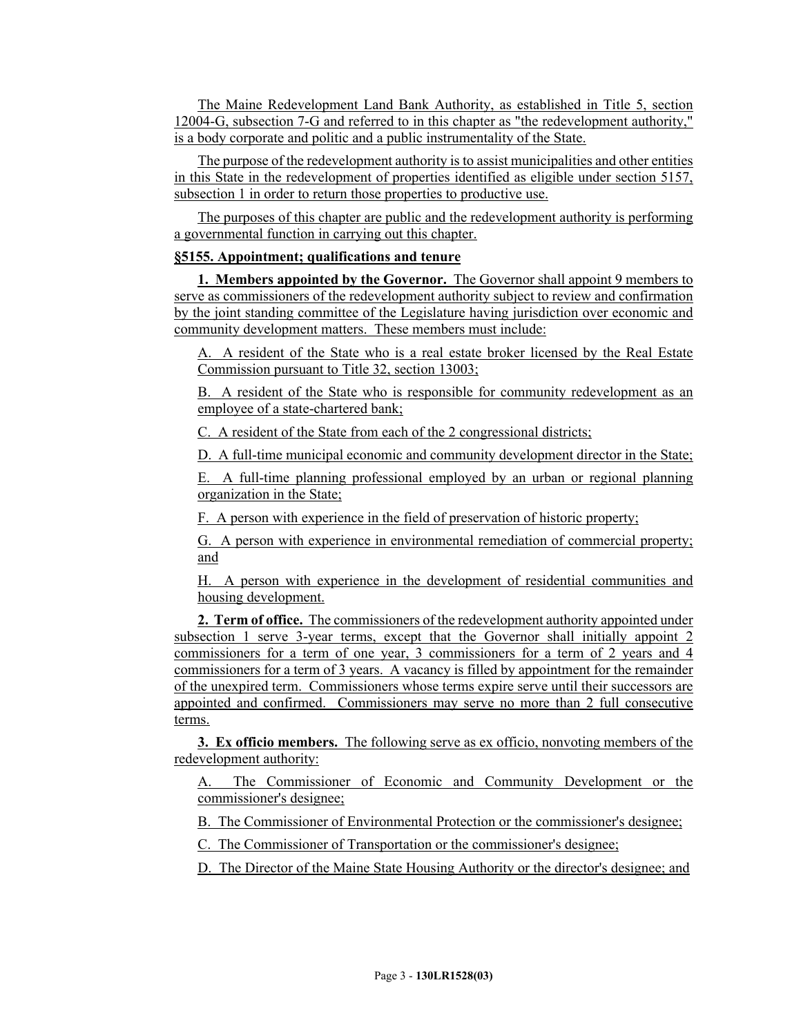The Maine Redevelopment Land Bank Authority, as established in Title 5, section 12004-G, subsection 7-G and referred to in this chapter as "the redevelopment authority," is a body corporate and politic and a public instrumentality of the State.

The purpose of the redevelopment authority is to assist municipalities and other entities in this State in the redevelopment of properties identified as eligible under section 5157, subsection 1 in order to return those properties to productive use.

The purposes of this chapter are public and the redevelopment authority is performing a governmental function in carrying out this chapter.

**§5155. Appointment; qualifications and tenure**

**1. Members appointed by the Governor.** The Governor shall appoint 9 members to serve as commissioners of the redevelopment authority subject to review and confirmation by the joint standing committee of the Legislature having jurisdiction over economic and community development matters. These members must include:

A. A resident of the State who is a real estate broker licensed by the Real Estate Commission pursuant to Title 32, section 13003;

B. A resident of the State who is responsible for community redevelopment as an employee of a state-chartered bank;

C. A resident of the State from each of the 2 congressional districts;

D. A full-time municipal economic and community development director in the State;

E. A full-time planning professional employed by an urban or regional planning organization in the State;

F. A person with experience in the field of preservation of historic property;

G. A person with experience in environmental remediation of commercial property; and

H. A person with experience in the development of residential communities and housing development.

**2. Term of office.** The commissioners of the redevelopment authority appointed under subsection 1 serve 3-year terms, except that the Governor shall initially appoint 2 commissioners for a term of one year, 3 commissioners for a term of 2 years and 4 commissioners for a term of 3 years. A vacancy is filled by appointment for the remainder of the unexpired term. Commissioners whose terms expire serve until their successors are appointed and confirmed. Commissioners may serve no more than 2 full consecutive terms.

**3. Ex officio members.** The following serve as ex officio, nonvoting members of the redevelopment authority:

A. The Commissioner of Economic and Community Development or the commissioner's designee;

B. The Commissioner of Environmental Protection or the commissioner's designee;

C. The Commissioner of Transportation or the commissioner's designee;

D. The Director of the Maine State Housing Authority or the director's designee; and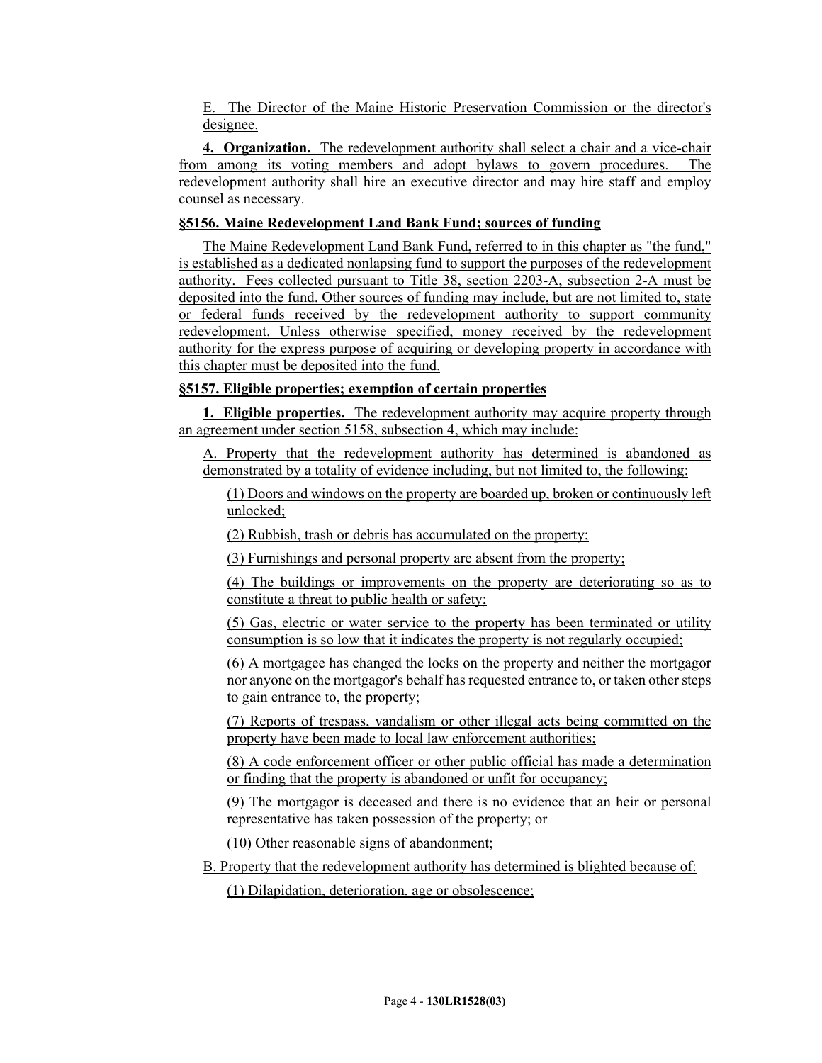E. The Director of the Maine Historic Preservation Commission or the director's designee.

**4. Organization.** The redevelopment authority shall select a chair and a vice-chair from among its voting members and adopt bylaws to govern procedures. The redevelopment authority shall hire an executive director and may hire staff and employ counsel as necessary.

**§5156. Maine Redevelopment Land Bank Fund; sources of funding**

The Maine Redevelopment Land Bank Fund, referred to in this chapter as "the fund," is established as a dedicated nonlapsing fund to support the purposes of the redevelopment authority. Fees collected pursuant to Title 38, section 2203-A, subsection 2-A must be deposited into the fund. Other sources of funding may include, but are not limited to, state or federal funds received by the redevelopment authority to support community redevelopment. Unless otherwise specified, money received by the redevelopment authority for the express purpose of acquiring or developing property in accordance with this chapter must be deposited into the fund.

**§5157. Eligible properties; exemption of certain properties**

**1. Eligible properties.** The redevelopment authority may acquire property through an agreement under section 5158, subsection 4, which may include:

A. Property that the redevelopment authority has determined is abandoned as demonstrated by a totality of evidence including, but not limited to, the following:

(1) Doors and windows on the property are boarded up, broken or continuously left unlocked;

(2) Rubbish, trash or debris has accumulated on the property;

(3) Furnishings and personal property are absent from the property;

(4) The buildings or improvements on the property are deteriorating so as to constitute a threat to public health or safety;

(5) Gas, electric or water service to the property has been terminated or utility consumption is so low that it indicates the property is not regularly occupied;

(6) A mortgagee has changed the locks on the property and neither the mortgagor nor anyone on the mortgagor's behalf has requested entrance to, or taken other steps to gain entrance to, the property;

(7) Reports of trespass, vandalism or other illegal acts being committed on the property have been made to local law enforcement authorities;

(8) A code enforcement officer or other public official has made a determination or finding that the property is abandoned or unfit for occupancy;

(9) The mortgagor is deceased and there is no evidence that an heir or personal representative has taken possession of the property; or

(10) Other reasonable signs of abandonment;

B. Property that the redevelopment authority has determined is blighted because of:

(1) Dilapidation, deterioration, age or obsolescence;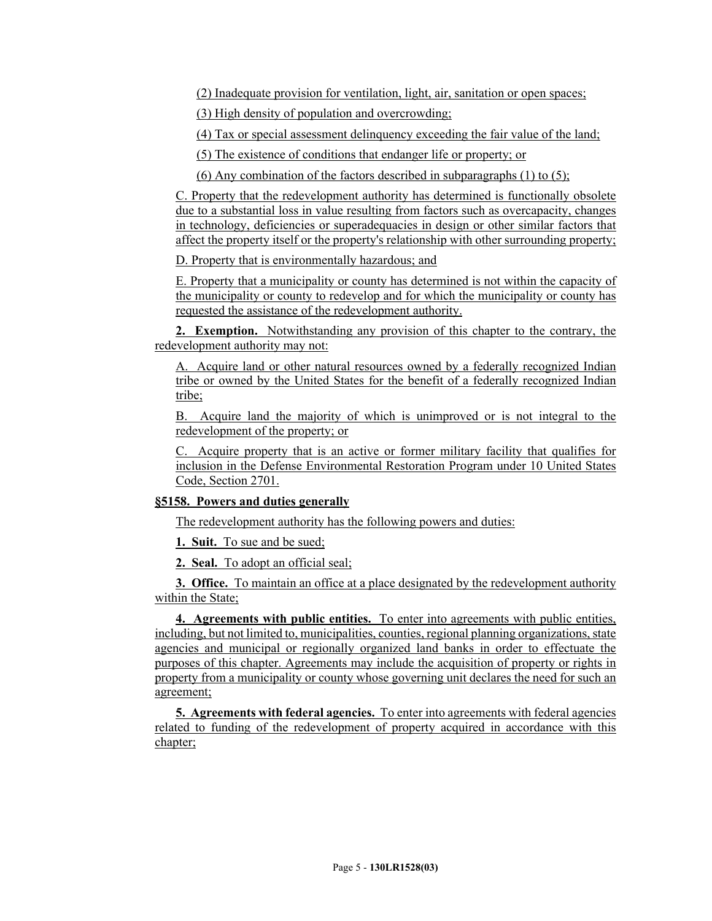(2) Inadequate provision for ventilation, light, air, sanitation or open spaces;

(3) High density of population and overcrowding;

(4) Tax or special assessment delinquency exceeding the fair value of the land;

(5) The existence of conditions that endanger life or property; or

(6) Any combination of the factors described in subparagraphs (1) to (5);

C. Property that the redevelopment authority has determined is functionally obsolete due to a substantial loss in value resulting from factors such as overcapacity, changes in technology, deficiencies or superadequacies in design or other similar factors that affect the property itself or the property's relationship with other surrounding property;

D. Property that is environmentally hazardous; and

E. Property that a municipality or county has determined is not within the capacity of the municipality or county to redevelop and for which the municipality or county has requested the assistance of the redevelopment authority.

**2. Exemption.** Notwithstanding any provision of this chapter to the contrary, the redevelopment authority may not:

A. Acquire land or other natural resources owned by a federally recognized Indian tribe or owned by the United States for the benefit of a federally recognized Indian tribe;

B. Acquire land the majority of which is unimproved or is not integral to the redevelopment of the property; or

C. Acquire property that is an active or former military facility that qualifies for inclusion in the Defense Environmental Restoration Program under 10 United States Code, Section 2701.

**§5158. Powers and duties generally**

The redevelopment authority has the following powers and duties:

**1. Suit.** To sue and be sued;

**2. Seal.** To adopt an official seal;

**3. Office.** To maintain an office at a place designated by the redevelopment authority within the State;

**4. Agreements with public entities.** To enter into agreements with public entities, including, but not limited to, municipalities, counties, regional planning organizations, state agencies and municipal or regionally organized land banks in order to effectuate the purposes of this chapter. Agreements may include the acquisition of property or rights in property from a municipality or county whose governing unit declares the need for such an agreement;

**5. Agreements with federal agencies.** To enter into agreements with federal agencies related to funding of the redevelopment of property acquired in accordance with this chapter;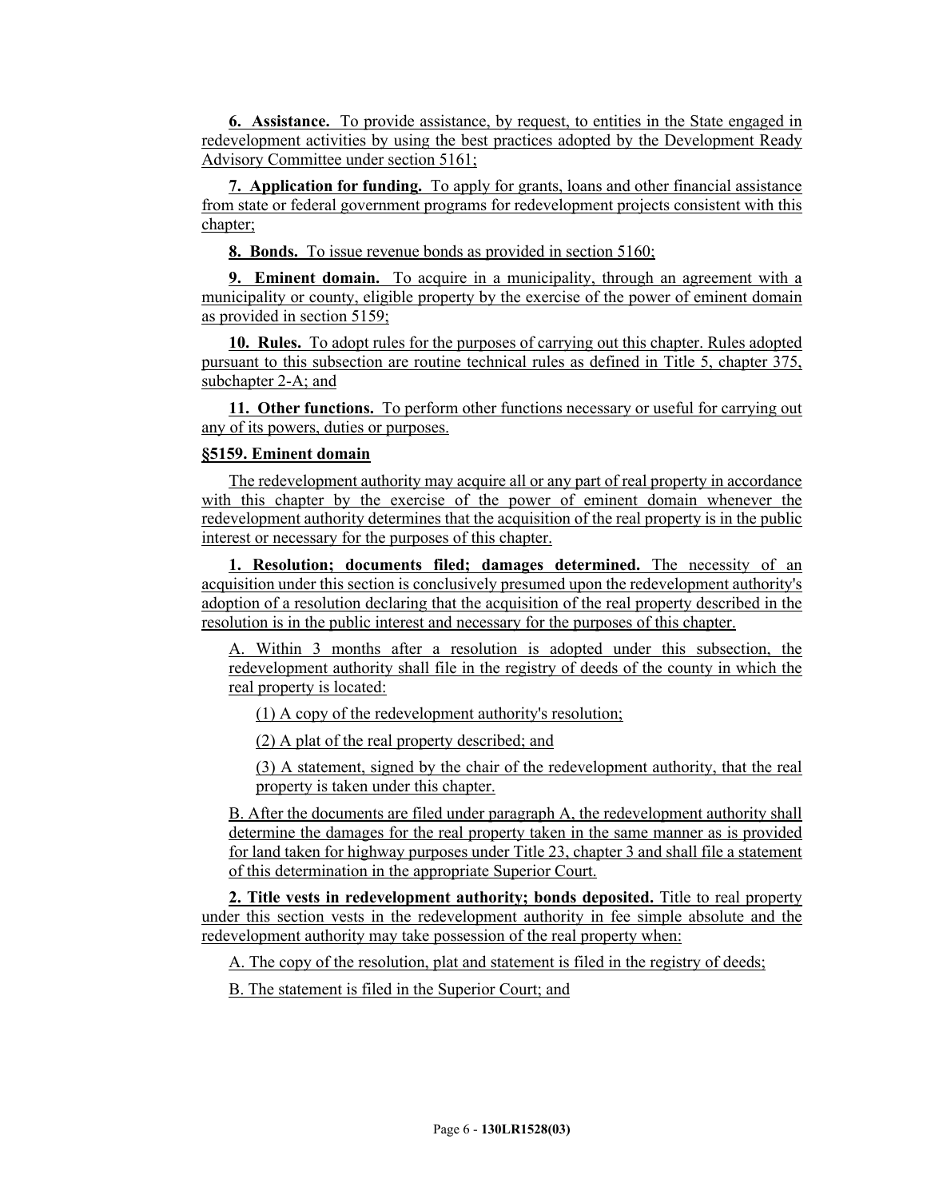**6. Assistance.** To provide assistance, by request, to entities in the State engaged in redevelopment activities by using the best practices adopted by the Development Ready Advisory Committee under section 5161;

**7. Application for funding.** To apply for grants, loans and other financial assistance from state or federal government programs for redevelopment projects consistent with this chapter;

**8. Bonds.** To issue revenue bonds as provided in section 5160;

**9. Eminent domain.** To acquire in a municipality, through an agreement with a municipality or county, eligible property by the exercise of the power of eminent domain as provided in section 5159;

**10. Rules.** To adopt rules for the purposes of carrying out this chapter. Rules adopted pursuant to this subsection are routine technical rules as defined in Title 5, chapter 375, subchapter 2-A; and

**11. Other functions.** To perform other functions necessary or useful for carrying out any of its powers, duties or purposes.

**§5159. Eminent domain**

The redevelopment authority may acquire all or any part of real property in accordance with this chapter by the exercise of the power of eminent domain whenever the redevelopment authority determines that the acquisition of the real property is in the public interest or necessary for the purposes of this chapter.

**1. Resolution; documents filed; damages determined.** The necessity of an acquisition under this section is conclusively presumed upon the redevelopment authority's adoption of a resolution declaring that the acquisition of the real property described in the resolution is in the public interest and necessary for the purposes of this chapter.

A. Within 3 months after a resolution is adopted under this subsection, the redevelopment authority shall file in the registry of deeds of the county in which the real property is located:

(1) A copy of the redevelopment authority's resolution;

(2) A plat of the real property described; and

(3) A statement, signed by the chair of the redevelopment authority, that the real property is taken under this chapter.

B. After the documents are filed under paragraph A, the redevelopment authority shall determine the damages for the real property taken in the same manner as is provided for land taken for highway purposes under Title 23, chapter 3 and shall file a statement of this determination in the appropriate Superior Court.

**2. Title vests in redevelopment authority; bonds deposited.** Title to real property under this section vests in the redevelopment authority in fee simple absolute and the redevelopment authority may take possession of the real property when:

A. The copy of the resolution, plat and statement is filed in the registry of deeds;

B. The statement is filed in the Superior Court; and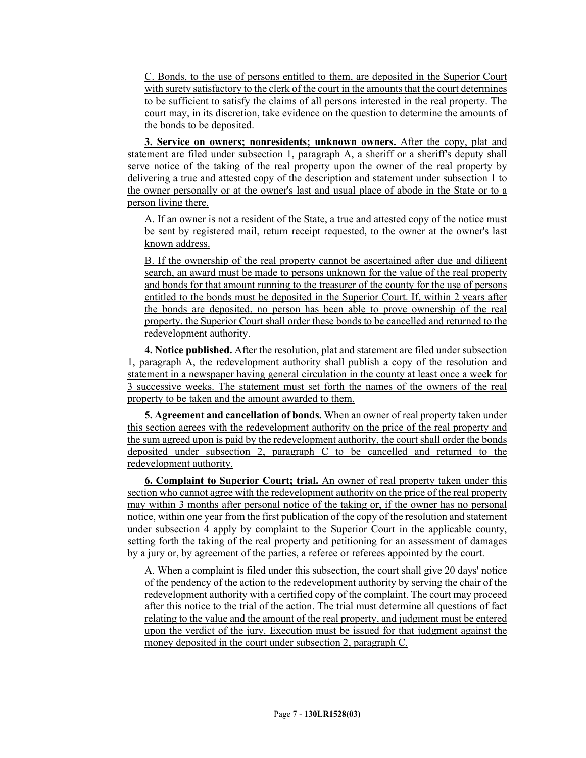C. Bonds, to the use of persons entitled to them, are deposited in the Superior Court with surety satisfactory to the clerk of the court in the amounts that the court determines to be sufficient to satisfy the claims of all persons interested in the real property. The court may, in its discretion, take evidence on the question to determine the amounts of the bonds to be deposited.

**3. Service on owners; nonresidents; unknown owners.** After the copy, plat and statement are filed under subsection 1, paragraph A, a sheriff or a sheriff's deputy shall serve notice of the taking of the real property upon the owner of the real property by delivering a true and attested copy of the description and statement under subsection 1 to the owner personally or at the owner's last and usual place of abode in the State or to a person living there.

A. If an owner is not a resident of the State, a true and attested copy of the notice must be sent by registered mail, return receipt requested, to the owner at the owner's last known address.

B. If the ownership of the real property cannot be ascertained after due and diligent search, an award must be made to persons unknown for the value of the real property and bonds for that amount running to the treasurer of the county for the use of persons entitled to the bonds must be deposited in the Superior Court. If, within 2 years after the bonds are deposited, no person has been able to prove ownership of the real property, the Superior Court shall order these bonds to be cancelled and returned to the redevelopment authority.

**4. Notice published.** After the resolution, plat and statement are filed under subsection 1, paragraph A, the redevelopment authority shall publish a copy of the resolution and statement in a newspaper having general circulation in the county at least once a week for 3 successive weeks. The statement must set forth the names of the owners of the real property to be taken and the amount awarded to them.

**5. Agreement and cancellation of bonds.** When an owner of real property taken under this section agrees with the redevelopment authority on the price of the real property and the sum agreed upon is paid by the redevelopment authority, the court shall order the bonds deposited under subsection 2, paragraph C to be cancelled and returned to the redevelopment authority.

**6. Complaint to Superior Court; trial.** An owner of real property taken under this section who cannot agree with the redevelopment authority on the price of the real property may within 3 months after personal notice of the taking or, if the owner has no personal notice, within one year from the first publication of the copy of the resolution and statement under subsection 4 apply by complaint to the Superior Court in the applicable county, setting forth the taking of the real property and petitioning for an assessment of damages by a jury or, by agreement of the parties, a referee or referees appointed by the court.

A. When a complaint is filed under this subsection, the court shall give 20 days' notice of the pendency of the action to the redevelopment authority by serving the chair of the redevelopment authority with a certified copy of the complaint. The court may proceed after this notice to the trial of the action. The trial must determine all questions of fact relating to the value and the amount of the real property, and judgment must be entered upon the verdict of the jury. Execution must be issued for that judgment against the money deposited in the court under subsection 2, paragraph C.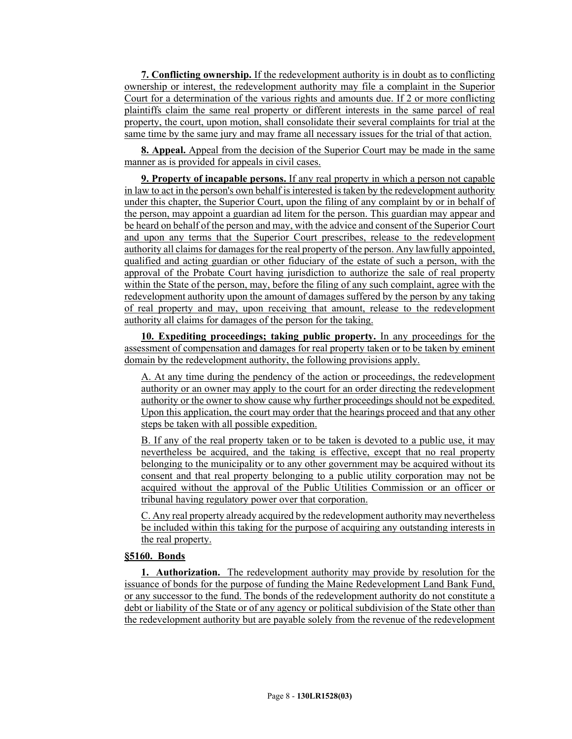**7. Conflicting ownership.** If the redevelopment authority is in doubt as to conflicting ownership or interest, the redevelopment authority may file a complaint in the Superior Court for a determination of the various rights and amounts due. If 2 or more conflicting plaintiffs claim the same real property or different interests in the same parcel of real property, the court, upon motion, shall consolidate their several complaints for trial at the same time by the same jury and may frame all necessary issues for the trial of that action.

**8. Appeal.** Appeal from the decision of the Superior Court may be made in the same manner as is provided for appeals in civil cases.

**9. Property of incapable persons.** If any real property in which a person not capable in law to act in the person's own behalf is interested is taken by the redevelopment authority under this chapter, the Superior Court, upon the filing of any complaint by or in behalf of the person, may appoint a guardian ad litem for the person. This guardian may appear and be heard on behalf of the person and may, with the advice and consent of the Superior Court and upon any terms that the Superior Court prescribes, release to the redevelopment authority all claims for damages for the real property of the person. Any lawfully appointed, qualified and acting guardian or other fiduciary of the estate of such a person, with the approval of the Probate Court having jurisdiction to authorize the sale of real property within the State of the person, may, before the filing of any such complaint, agree with the redevelopment authority upon the amount of damages suffered by the person by any taking of real property and may, upon receiving that amount, release to the redevelopment authority all claims for damages of the person for the taking.

**10. Expediting proceedings; taking public property.** In any proceedings for the assessment of compensation and damages for real property taken or to be taken by eminent domain by the redevelopment authority, the following provisions apply.

A. At any time during the pendency of the action or proceedings, the redevelopment authority or an owner may apply to the court for an order directing the redevelopment authority or the owner to show cause why further proceedings should not be expedited. Upon this application, the court may order that the hearings proceed and that any other steps be taken with all possible expedition.

B. If any of the real property taken or to be taken is devoted to a public use, it may nevertheless be acquired, and the taking is effective, except that no real property belonging to the municipality or to any other government may be acquired without its consent and that real property belonging to a public utility corporation may not be acquired without the approval of the Public Utilities Commission or an officer or tribunal having regulatory power over that corporation.

C. Any real property already acquired by the redevelopment authority may nevertheless be included within this taking for the purpose of acquiring any outstanding interests in the real property.

**§5160. Bonds**

**1. Authorization.** The redevelopment authority may provide by resolution for the issuance of bonds for the purpose of funding the Maine Redevelopment Land Bank Fund, or any successor to the fund. The bonds of the redevelopment authority do not constitute a debt or liability of the State or of any agency or political subdivision of the State other than the redevelopment authority but are payable solely from the revenue of the redevelopment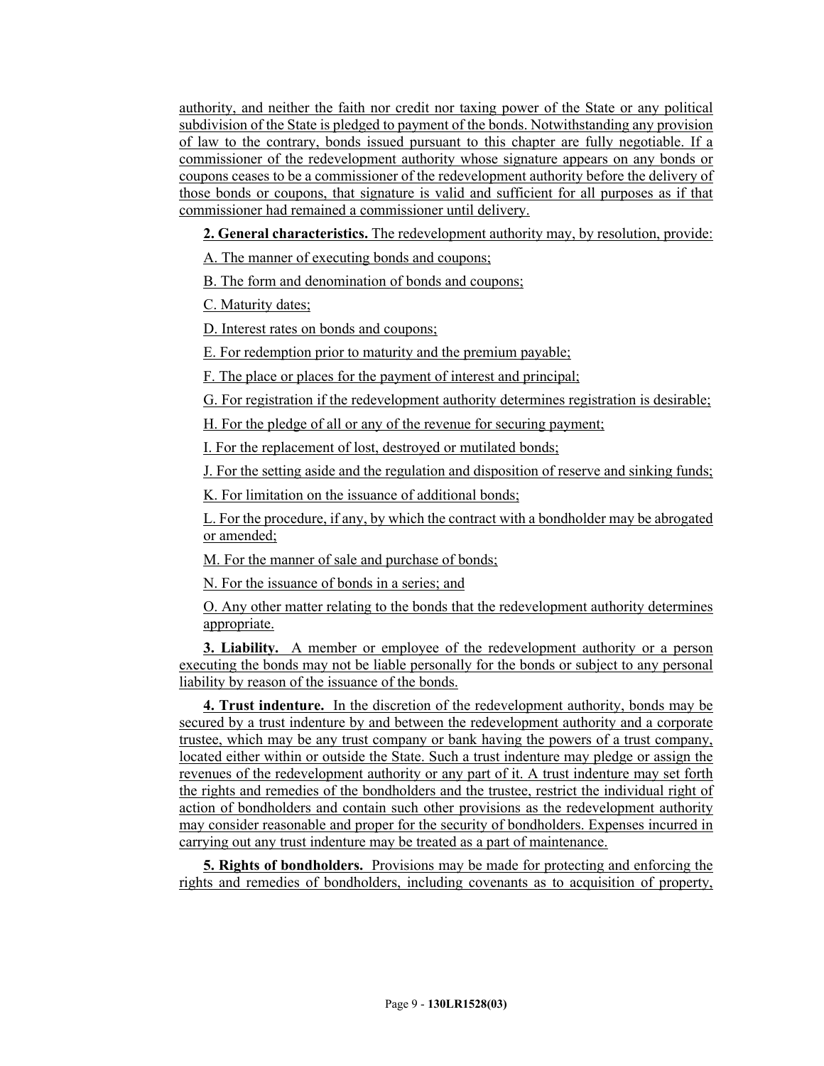authority, and neither the faith nor credit nor taxing power of the State or any political subdivision of the State is pledged to payment of the bonds. Notwithstanding any provision of law to the contrary, bonds issued pursuant to this chapter are fully negotiable. If a commissioner of the redevelopment authority whose signature appears on any bonds or coupons ceases to be a commissioner of the redevelopment authority before the delivery of those bonds or coupons, that signature is valid and sufficient for all purposes as if that commissioner had remained a commissioner until delivery.

**2. General characteristics.** The redevelopment authority may, by resolution, provide:

A. The manner of executing bonds and coupons;

B. The form and denomination of bonds and coupons;

C. Maturity dates;

D. Interest rates on bonds and coupons;

E. For redemption prior to maturity and the premium payable;

F. The place or places for the payment of interest and principal;

G. For registration if the redevelopment authority determines registration is desirable;

H. For the pledge of all or any of the revenue for securing payment;

I. For the replacement of lost, destroyed or mutilated bonds;

J. For the setting aside and the regulation and disposition of reserve and sinking funds;

K. For limitation on the issuance of additional bonds;

L. For the procedure, if any, by which the contract with a bondholder may be abrogated or amended;

M. For the manner of sale and purchase of bonds;

N. For the issuance of bonds in a series; and

O. Any other matter relating to the bonds that the redevelopment authority determines appropriate.

**3. Liability.** A member or employee of the redevelopment authority or a person executing the bonds may not be liable personally for the bonds or subject to any personal liability by reason of the issuance of the bonds.

**4. Trust indenture.** In the discretion of the redevelopment authority, bonds may be secured by a trust indenture by and between the redevelopment authority and a corporate trustee, which may be any trust company or bank having the powers of a trust company, located either within or outside the State. Such a trust indenture may pledge or assign the revenues of the redevelopment authority or any part of it. A trust indenture may set forth the rights and remedies of the bondholders and the trustee, restrict the individual right of action of bondholders and contain such other provisions as the redevelopment authority may consider reasonable and proper for the security of bondholders. Expenses incurred in carrying out any trust indenture may be treated as a part of maintenance.

**5. Rights of bondholders.** Provisions may be made for protecting and enforcing the rights and remedies of bondholders, including covenants as to acquisition of property,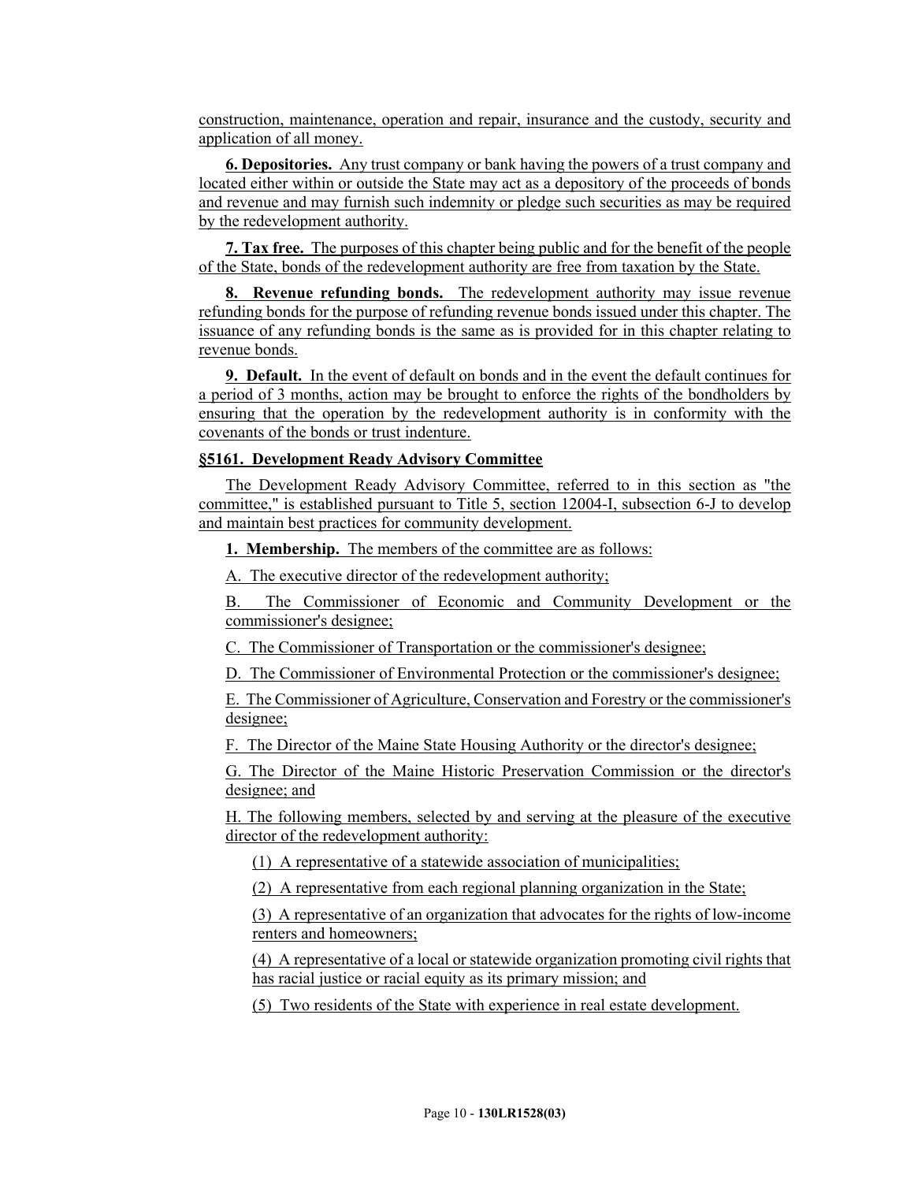construction, maintenance, operation and repair, insurance and the custody, security and application of all money.

**6. Depositories.** Any trust company or bank having the powers of a trust company and located either within or outside the State may act as a depository of the proceeds of bonds and revenue and may furnish such indemnity or pledge such securities as may be required by the redevelopment authority.

**7. Tax free.** The purposes of this chapter being public and for the benefit of the people of the State, bonds of the redevelopment authority are free from taxation by the State.

**8. Revenue refunding bonds.** The redevelopment authority may issue revenue refunding bonds for the purpose of refunding revenue bonds issued under this chapter. The issuance of any refunding bonds is the same as is provided for in this chapter relating to revenue bonds.

**9. Default.** In the event of default on bonds and in the event the default continues for a period of 3 months, action may be brought to enforce the rights of the bondholders by ensuring that the operation by the redevelopment authority is in conformity with the covenants of the bonds or trust indenture.

**§5161. Development Ready Advisory Committee**

The Development Ready Advisory Committee, referred to in this section as "the committee," is established pursuant to Title 5, section 12004-I, subsection 6-J to develop and maintain best practices for community development.

**1. Membership.** The members of the committee are as follows:

A. The executive director of the redevelopment authority;

B. The Commissioner of Economic and Community Development or the commissioner's designee;

C. The Commissioner of Transportation or the commissioner's designee;

D. The Commissioner of Environmental Protection or the commissioner's designee;

E. The Commissioner of Agriculture, Conservation and Forestry or the commissioner's designee;

F. The Director of the Maine State Housing Authority or the director's designee;

G. The Director of the Maine Historic Preservation Commission or the director's designee; and

H. The following members, selected by and serving at the pleasure of the executive director of the redevelopment authority:

(1) A representative of a statewide association of municipalities;

(2) A representative from each regional planning organization in the State;

(3) A representative of an organization that advocates for the rights of low-income renters and homeowners;

(4) A representative of a local or statewide organization promoting civil rights that has racial justice or racial equity as its primary mission; and

(5) Two residents of the State with experience in real estate development.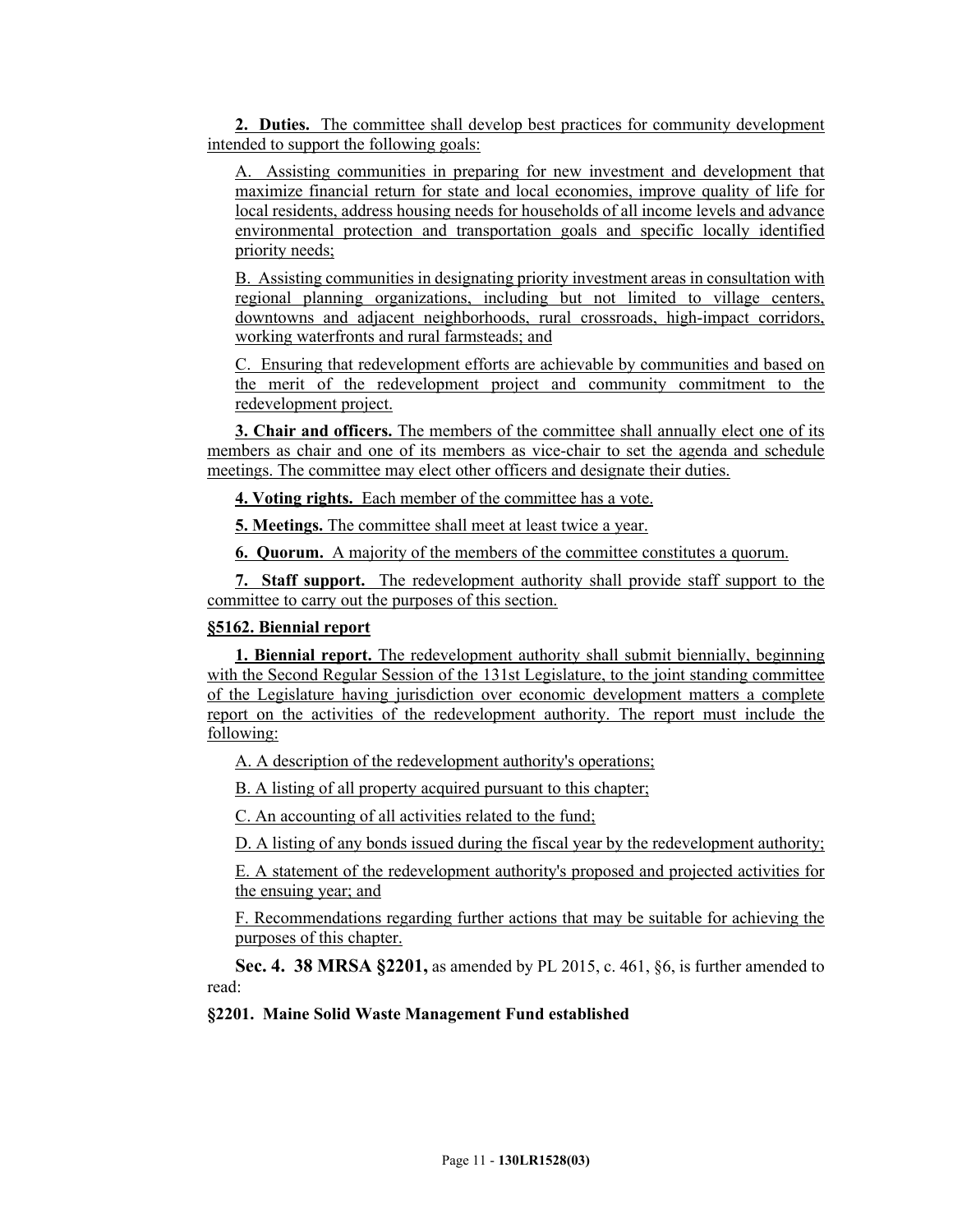**2. Duties.** The committee shall develop best practices for community development intended to support the following goals:

A. Assisting communities in preparing for new investment and development that maximize financial return for state and local economies, improve quality of life for local residents, address housing needs for households of all income levels and advance environmental protection and transportation goals and specific locally identified priority needs;

B. Assisting communities in designating priority investment areas in consultation with regional planning organizations, including but not limited to village centers, downtowns and adjacent neighborhoods, rural crossroads, high-impact corridors, working waterfronts and rural farmsteads; and

C. Ensuring that redevelopment efforts are achievable by communities and based on the merit of the redevelopment project and community commitment to the redevelopment project.

**3. Chair and officers.** The members of the committee shall annually elect one of its members as chair and one of its members as vice-chair to set the agenda and schedule meetings. The committee may elect other officers and designate their duties.

**4. Voting rights.** Each member of the committee has a vote.

**5. Meetings.** The committee shall meet at least twice a year.

**6. Quorum.** A majority of the members of the committee constitutes a quorum.

**7. Staff support.** The redevelopment authority shall provide staff support to the committee to carry out the purposes of this section.

**§5162. Biennial report**

**1. Biennial report.** The redevelopment authority shall submit biennially, beginning with the Second Regular Session of the 131st Legislature, to the joint standing committee of the Legislature having jurisdiction over economic development matters a complete report on the activities of the redevelopment authority. The report must include the following:

A. A description of the redevelopment authority's operations;

B. A listing of all property acquired pursuant to this chapter;

C. An accounting of all activities related to the fund;

D. A listing of any bonds issued during the fiscal year by the redevelopment authority;

E. A statement of the redevelopment authority's proposed and projected activities for the ensuing year; and

F. Recommendations regarding further actions that may be suitable for achieving the purposes of this chapter.

**Sec. 4. 38 MRSA §2201,** as amended by PL 2015, c. 461, §6, is further amended to read:

**§2201. Maine Solid Waste Management Fund established**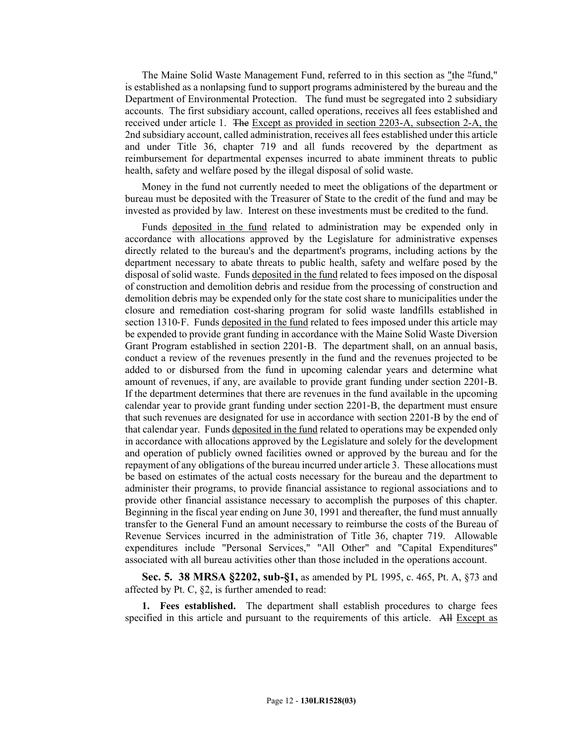The Maine Solid Waste Management Fund, referred to in this section as "the "fund," is established as a nonlapsing fund to support programs administered by the bureau and the Department of Environmental Protection. The fund must be segregated into 2 subsidiary accounts. The first subsidiary account, called operations, receives all fees established and received under article 1. ~~The~~ Except as provided in section 2203-A, subsection 2-A, the 2nd subsidiary account, called administration, receives all fees established under this article and under Title 36, chapter 719 and all funds recovered by the department as reimbursement for departmental expenses incurred to abate imminent threats to public health, safety and welfare posed by the illegal disposal of solid waste.

Money in the fund not currently needed to meet the obligations of the department or bureau must be deposited with the Treasurer of State to the credit of the fund and may be invested as provided by law. Interest on these investments must be credited to the fund.

Funds deposited in the fund related to administration may be expended only in accordance with allocations approved by the Legislature for administrative expenses directly related to the bureau's and the department's programs, including actions by the department necessary to abate threats to public health, safety and welfare posed by the disposal of solid waste. Funds deposited in the fund related to fees imposed on the disposal of construction and demolition debris and residue from the processing of construction and demolition debris may be expended only for the state cost share to municipalities under the closure and remediation cost-sharing program for solid waste landfills established in section 1310-F. Funds deposited in the fund related to fees imposed under this article may be expended to provide grant funding in accordance with the Maine Solid Waste Diversion Grant Program established in section 2201-B. The department shall, on an annual basis, conduct a review of the revenues presently in the fund and the revenues projected to be added to or disbursed from the fund in upcoming calendar years and determine what amount of revenues, if any, are available to provide grant funding under section 2201-B. If the department determines that there are revenues in the fund available in the upcoming calendar year to provide grant funding under section 2201-B, the department must ensure that such revenues are designated for use in accordance with section 2201-B by the end of that calendar year. Funds deposited in the fund related to operations may be expended only in accordance with allocations approved by the Legislature and solely for the development and operation of publicly owned facilities owned or approved by the bureau and for the repayment of any obligations of the bureau incurred under article 3. These allocations must be based on estimates of the actual costs necessary for the bureau and the department to administer their programs, to provide financial assistance to regional associations and to provide other financial assistance necessary to accomplish the purposes of this chapter. Beginning in the fiscal year ending on June 30, 1991 and thereafter, the fund must annually transfer to the General Fund an amount necessary to reimburse the costs of the Bureau of Revenue Services incurred in the administration of Title 36, chapter 719. Allowable expenditures include "Personal Services," "All Other" and "Capital Expenditures" associated with all bureau activities other than those included in the operations account.

**Sec. 5. 38 MRSA §2202, sub-§1,** as amended by PL 1995, c. 465, Pt. A, §73 and affected by Pt. C, §2, is further amended to read:

**1. Fees established.** The department shall establish procedures to charge fees specified in this article and pursuant to the requirements of this article. ~~All~~ Except as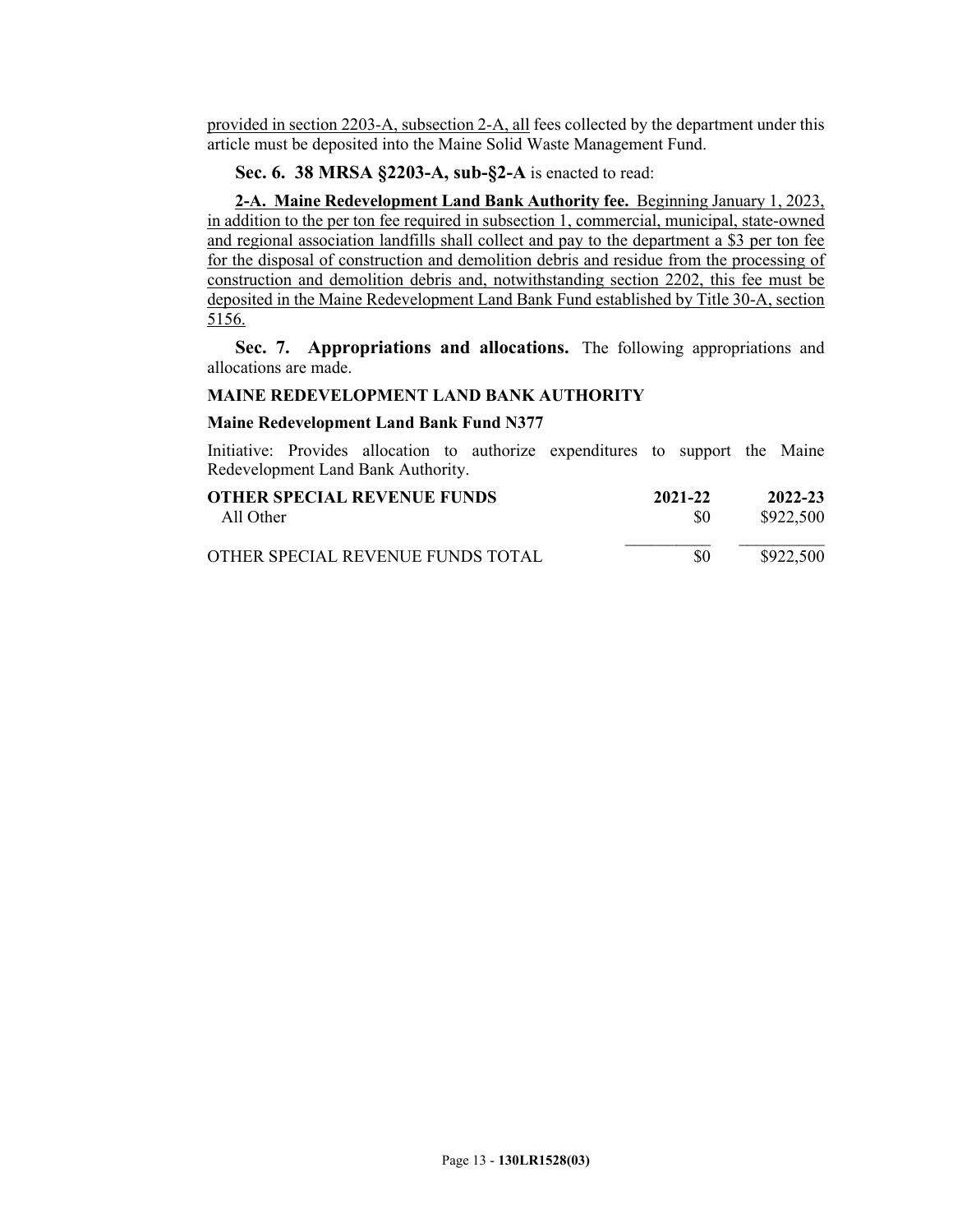provided in section 2203-A, subsection 2-A, all fees collected by the department under this article must be deposited into the Maine Solid Waste Management Fund.

**Sec. 6. 38 MRSA §2203-A, sub-§2-A** is enacted to read:

**2-A. Maine Redevelopment Land Bank Authority fee.** Beginning January 1, 2023, in addition to the per ton fee required in subsection 1, commercial, municipal, state-owned and regional association landfills shall collect and pay to the department a $3 per ton fee for the disposal of construction and demolition debris and residue from the processing of construction and demolition debris and, notwithstanding section 2202, this fee must be deposited in the Maine Redevelopment Land Bank Fund established by Title 30-A, section 5156.

**Sec. 7. Appropriations and allocations.** The following appropriations and allocations are made.

**MAINE REDEVELOPMENT LAND BANK AUTHORITY**

**Maine Redevelopment Land Bank Fund N377**

Initiative: Provides allocation to authorize expenditures to support the Maine Redevelopment Land Bank Authority.

| OTHER SPECIAL REVENUE FUNDS | 2021-22 | 2022-23 |
|---|---|---|
| All Other | $0 | $922,500 |
| OTHER SPECIAL REVENUE FUNDS TOTAL | $0 | $922,500 |